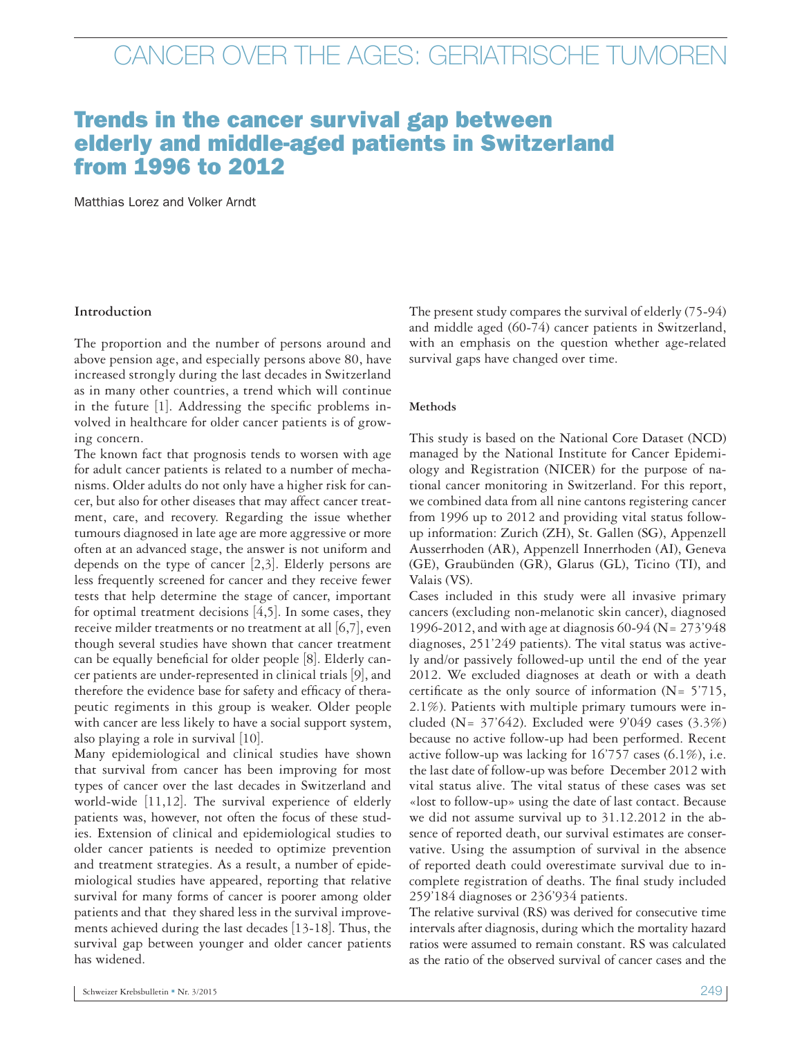# CANCER OVER THE AGES: GERIATRISCHE TUMOREN

## Trends in the cancer survival gap between elderly and middle-aged patients in Switzerland from 1996 to 2012

Matthias Lorez and Volker Arndt

### Introduction

The proportion and the number of persons around and above pension age, and especially persons above 80, have increased strongly during the last decades in Switzerland as in many other countries, a trend which will continue in the future [1]. Addressing the specific problems involved in healthcare for older cancer patients is of growing concern.

The known fact that prognosis tends to worsen with age for adult cancer patients is related to a number of mechanisms. Older adults do not only have a higher risk for cancer, but also for other diseases that may affect cancer treatment, care, and recovery. Regarding the issue whether tumours diagnosed in late age are more aggressive or more often at an advanced stage, the answer is not uniform and depends on the type of cancer [2,3]. Elderly persons are less frequently screened for cancer and they receive fewer tests that help determine the stage of cancer, important for optimal treatment decisions [4,5]. In some cases, they receive milder treatments or no treatment at all [6,7], even though several studies have shown that cancer treatment can be equally beneficial for older people [8]. Elderly cancer patients are under-represented in clinical trials [9], and therefore the evidence base for safety and efficacy of therapeutic regiments in this group is weaker. Older people with cancer are less likely to have a social support system, also playing a role in survival [10].

Many epidemiological and clinical studies have shown that survival from cancer has been improving for most types of cancer over the last decades in Switzerland and world-wide [11,12]. The survival experience of elderly patients was, however, not often the focus of these studies. Extension of clinical and epidemiological studies to older cancer patients is needed to optimize prevention and treatment strategies. As a result, a number of epidemiological studies have appeared, reporting that relative survival for many forms of cancer is poorer among older patients and that they shared less in the survival improvements achieved during the last decades [13-18]. Thus, the survival gap between younger and older cancer patients has widened.

The present study compares the survival of elderly (75-94) and middle aged (60-74) cancer patients in Switzerland, with an emphasis on the question whether age-related survival gaps have changed over time.

### Methods

This study is based on the National Core Dataset (NCD) managed by the National Institute for Cancer Epidemiology and Registration (NICER) for the purpose of national cancer monitoring in Switzerland. For this report, we combined data from all nine cantons registering cancer from 1996 up to 2012 and providing vital status follow-up information: Zurich (ZH), St. Gallen (SG), Appenzell Ausserrhoden (AR), Appenzell Innerrhoden (AI), Geneva (GE), Graubünden (GR), Glarus (GL), Ticino (TI), and Valais (VS).

Cases included in this study were all invasive primary cancers (excluding non-melanotic skin cancer), diagnosed 1996-2012, and with age at diagnosis 60-94 (N= 273'948 diagnoses, 251'249 patients). The vital status was actively and/or passively followed-up until the end of the year 2012. We excluded diagnoses at death or with a death certificate as the only source of information (N= 5'715, 2.1%). Patients with multiple primary tumours were included (N= 37'642). Excluded were 9'049 cases (3.3%) because no active follow-up had been performed. Recent active follow-up was lacking for 16'757 cases (6.1%), i.e. the last date of follow-up was before December 2012 with vital status alive. The vital status of these cases was set «lost to follow-up» using the date of last contact. Because we did not assume survival up to 31.12.2012 in the absence of reported death, our survival estimates are conservative. Using the assumption of survival in the absence of reported death could overestimate survival due to incomplete registration of deaths. The final study included 259'184 diagnoses or 236'934 patients.

The relative survival (RS) was derived for consecutive time intervals after diagnosis, during which the mortality hazard ratios were assumed to remain constant. RS was calculated as the ratio of the observed survival of cancer cases and the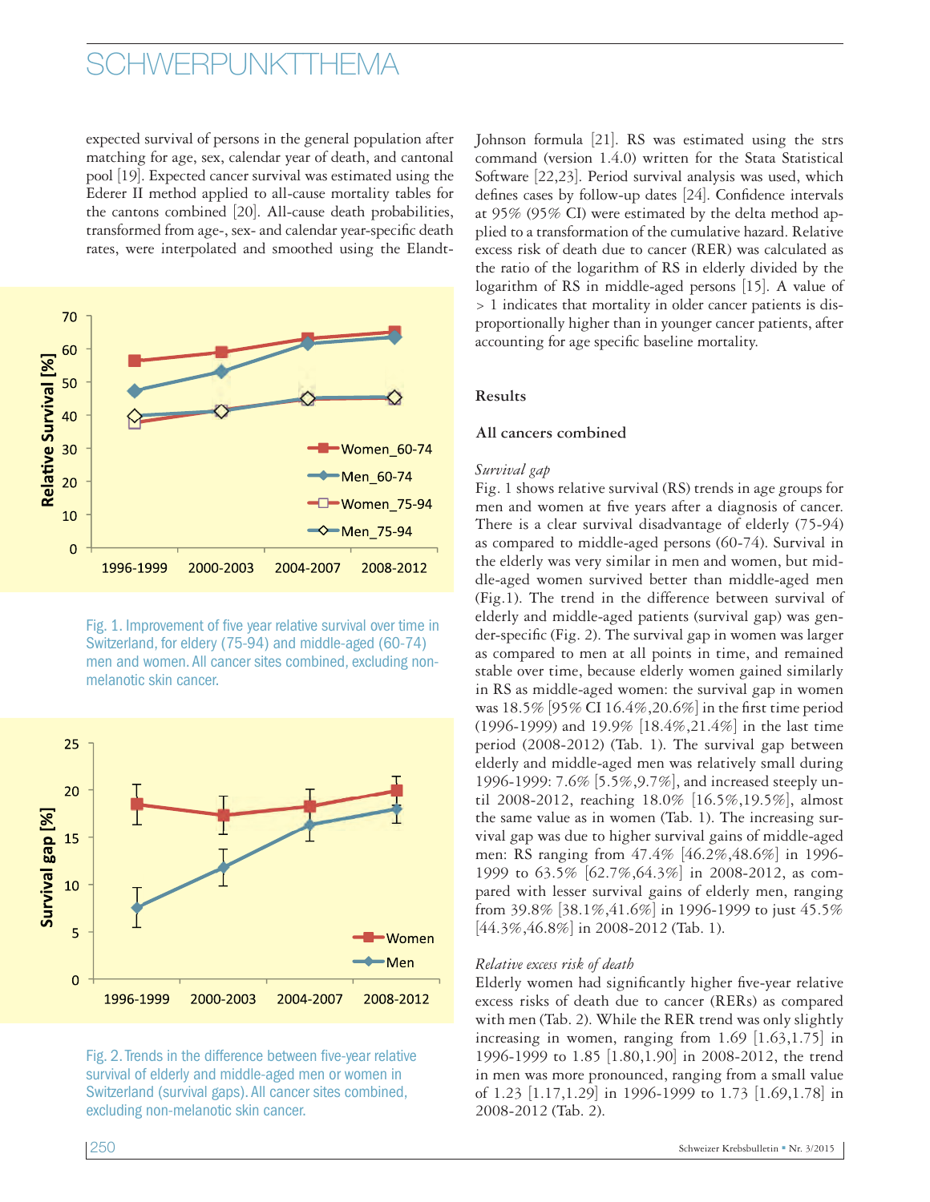expected survival of persons in the general population after matching for age, sex, calendar year of death, and cantonal pool [19]. Expected cancer survival was estimated using the Ederer II method applied to all-cause mortality tables for the cantons combined [20]. All-cause death probabilities, transformed from age-, sex- and calendar year-specific death rates, were interpolated and smoothed using the Elandt-Johnson formula [21]. RS was estimated using the strs command (version 1.4.0) written for the Stata Statistical Software [22,23]. Period survival analysis was used, which defines cases by follow-up dates [24]. Confidence intervals at 95% (95% CI) were estimated by the delta method applied to a transformation of the cumulative hazard. Relative excess risk of death due to cancer (RER) was calculated as the ratio of the logarithm of RS in elderly divided by the logarithm of RS in middle-aged persons [15]. A value of > 1 indicates that mortality in older cancer patients is disproportionally higher than in younger cancer patients, after accounting for age specific baseline mortality.

Fig. 1. Improvement of five year relative survival over time in Switzerland, for eldery (75-94) and middle-aged (60-74) men and women. All cancer sites combined, excluding non-melanotic skin cancer.

Fig. 2. Trends in the difference between five-year relative survival of elderly and middle-aged men or women in Switzerland (survival gaps). All cancer sites combined, excluding non-melanotic skin cancer.

## Results

### All cancers combined

*Survival gap*

Fig. 1 shows relative survival (RS) trends in age groups for men and women at five years after a diagnosis of cancer. There is a clear survival disadvantage of elderly (75-94) as compared to middle-aged persons (60-74). Survival in the elderly was very similar in men and women, but middle-aged women survived better than middle-aged men (Fig.1). The trend in the difference between survival of elderly and middle-aged patients (survival gap) was gender-specific (Fig. 2). The survival gap in women was larger as compared to men at all points in time, and remained stable over time, because elderly women gained similarly in RS as middle-aged women: the survival gap in women was 18.5% [95% CI 16.4%,20.6%] in the first time period (1996-1999) and 19.9% [18.4%,21.4%] in the last time period (2008-2012) (Tab. 1). The survival gap between elderly and middle-aged men was relatively small during 1996-1999: 7.6% [5.5%,9.7%], and increased steeply until 2008-2012, reaching 18.0% [16.5%,19.5%], almost the same value as in women (Tab. 1). The increasing survival gap was due to higher survival gains of middle-aged men: RS ranging from 47.4% [46.2%,48.6%] in 1996-1999 to 63.5% [62.7%,64.3%] in 2008-2012, as compared with lesser survival gains of elderly men, ranging from 39.8% [38.1%,41.6%] in 1996-1999 to just 45.5% [44.3%,46.8%] in 2008-2012 (Tab. 1).

*Relative excess risk of death*

Elderly women had significantly higher five-year relative excess risks of death due to cancer (RERs) as compared with men (Tab. 2). While the RER trend was only slightly increasing in women, ranging from 1.69 [1.63,1.75] in 1996-1999 to 1.85 [1.80,1.90] in 2008-2012, the trend in men was more pronounced, ranging from a small value of 1.23 [1.17,1.29] in 1996-1999 to 1.73 [1.69,1.78] in 2008-2012 (Tab. 2).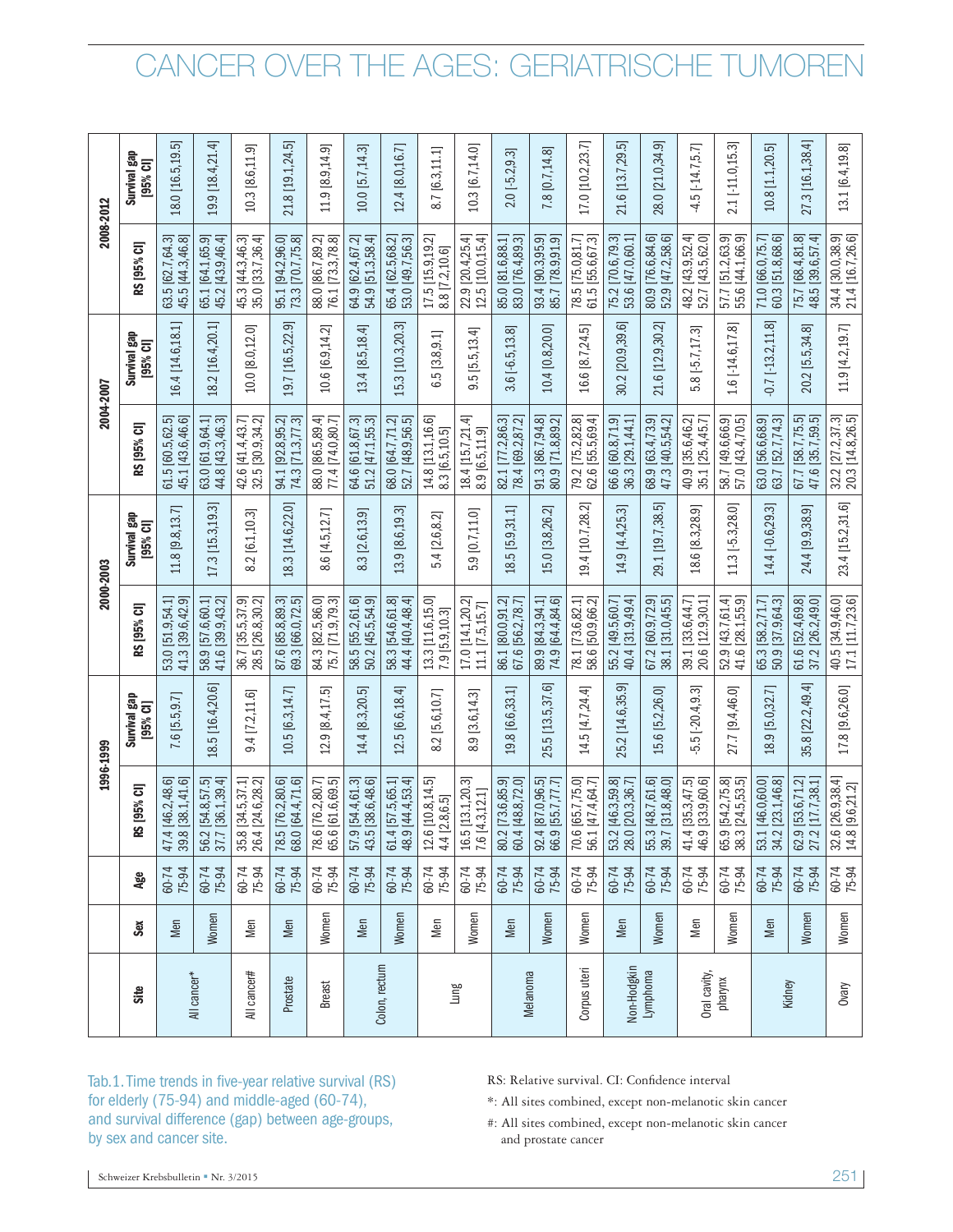# CANCER OVER THE AGES: GERIATRISCHE TUMOREN

| Site | Sex | Age | 1996-1999 | | 2000-2003 | | 2004-2007 | | 2008-2012 | |
|---|---|---|---|---|---|---|---|---|---|---|
| | | | RS [95% CI] | Survival gap [95% CI] | RS [95% CI] | Survival gap [95% CI] | RS [95% CI] | Survival gap [95% CI] | RS [95% CI] | Survival gap [95% CI] |
| All cancer* | Men | 60-74<br>75-94 | 47.4 [46.2,48.6]<br>39.8 [38.1,41.6] | 7.6 [5.5,9.7] | 53.0 [51.9,54.1]<br>41.3 [39.6,42.9] | 11.8 [9.8,13.7] | 61.5 [60.5,62.5]<br>45.1 [43.6,46.6] | 16.4 [14.6,18.1] | 63.5 [62.7,64.3]<br>45.5 [44.3,46.8] | 18.0 [16.5,19.5] |
| | Women | 60-74<br>75-94 | 56.2 [54.8,57.5]<br>37.7 [36.1,39.4] | 18.5 [16.4,20.6] | 58.9 [57.6,60.1]<br>41.6 [39.9,43.2] | 17.3 [15.3,19.3] | 63.0 [61.9,64.1]<br>44.8 [43.3,46.3] | 18.2 [16.4,20.1] | 65.1 [64.1,65.9]<br>45.2 [43.9,46.4] | 19.9 [18.4,21.4] |
| All cancer# | Men | 60-74<br>75-94 | 35.8 [34.5,37.1]<br>26.4 [24.6,28.2] | 9.4 [7.2,11.6] | 36.7 [35.5,37.9]<br>28.5 [26.8,30.2] | 8.2 [6.1,10.3] | 42.6 [41.4,43.7]<br>32.5 [30.9,34.2] | 10.0 [8.0,12.0] | 45.3 [44.3,46.3]<br>35.0 [33.7,36.4] | 10.3 [8.6,11.9] |
| Prostate | Men | 60-74<br>75-94 | 78.5 [76.2,80.6]<br>68.0 [64.4,71.6] | 10.5 [6.3,14.7] | 87.6 [85.8,89.3]<br>69.3 [66.0,72.5] | 18.3 [14.6,22.0] | 94.1 [92.8,95.2]<br>74.3 [71.3,77.3] | 19.7 [16.5,22.9] | 95.1 [94.2,96.0]<br>73.3 [70.7,75.8] | 21.8 [19.1,24.5] |
| Breast | Women | 60-74<br>75-94 | 78.6 [76.2,80.7]<br>65.6 [61.6,69.5] | 12.9 [8.4,17.5] | 84.3 [82.5,86.0]<br>75.7 [71.9,79.3] | 8.6 [4.5,12.7] | 88.0 [86.5,89.4]<br>77.4 [74.0,80.7] | 10.6 [6.9,14.2] | 88.0 [86.7,89.2]<br>76.1 [73.3,78.8] | 11.9 [8.9,14.9] |
| Colon, rectum | Men | 60-74<br>75-94 | 57.9 [54.4,61.3]<br>43.5 [38.6,48.6] | 14.4 [8.3,20.5] | 58.5 [55.2,61.6]<br>50.2 [45.5,54.9] | 8.3 [2.6,13.9] | 64.6 [61.8,67.3]<br>51.2 [47.1,55.3] | 13.4 [8.5,18.4] | 64.9 [62.4,67.2]<br>54.9 [51.3,58.4] | 10.0 [5.7,14.3] |
| | Women | 60-74<br>75-94 | 61.4 [57.5,65.1]<br>48.9 [44.4,53.4] | 12.5 [6.6,18.4] | 58.3 [54.6,61.8]<br>44.4 [40.4,48.4] | 13.9 [8.6,19.3] | 68.0 [64.7,71.2]<br>52.7 [48.9,56.5] | 15.3 [10.3,20.3] | 65.4 [62.5,68.2]<br>53.0 [49.7,56.3] | 12.4 [8.0,16.7] |
| Lung | Men | 60-74<br>75-94 | 12.6 [10.8,14.5]<br>4.4 [2.8,6.5] | 8.2 [5.6,10.7] | 13.3 [11.6,15.0]<br>7.9 [5.9,10.3] | 5.4 [2.6,8.2] | 14.8 [13.1,16.6]<br>8.3 [6.5,10.5] | 6.5 [3.8,9.1] | 17.5 [15.9,19.2]<br>8.8 [7.2,10.6] | 8.7 [6.3,11.1] |
| | Women | 60-74<br>75-94 | 16.5 [13.1,20.3]<br>7.6 [4.3,12.1] | 8.9 [3.6,14.3] | 17.0 [14.1,20.2]<br>11.1 [7.5,15.7] | 5.9 [0.7,11.0] | 18.4 [15.7,21.4]<br>8.9 [6.5,11.9] | 9.5 [5.5,13.4] | 22.9 [20.4,25.4]<br>12.5 [10.0,15.4] | 10.3 [6.7,14.0] |
| Melanoma | Men | 60-74<br>75-94 | 80.2 [73.6,85.9]<br>60.4 [48.8,72.0] | 19.8 [6.6,33.1] | 86.1 [80.0,91.2]<br>67.6 [56.2,78.7] | 18.5 [5.9,31.1] | 82.1 [77.2,86.3]<br>78.4 [69.2,87.2] | 3.6 [-6.5,13.8] | 85.0 [81.6,88.1]<br>83.0 [76.4,89.3] | 2.0 [-5.2,9.3] |
| | Women | 60-74<br>75-94 | 92.4 [87.0,96.5]<br>66.9 [55.7,77.7] | 25.5 [13.5,37.6] | 89.9 [84.3,94.1]<br>74.9 [64.4,84.6] | 15.0 [3.8,26.2] | 91.3 [86.7,94.8]<br>80.9 [71.8,89.2] | 10.4 [0.8,20.0] | 93.4 [90.3,95.9]<br>85.7 [78.9,91.9] | 7.8 [0.7,14.8] |
| Corpus uteri | Women | 60-74<br>75-94 | 70.6 [65.7,75.0]<br>56.1 [47.4,64.7] | 14.5 [4.7,24.4] | 78.1 [73.6,82.1]<br>58.6 [50.9,66.2] | 19.4 [10.7,28.2] | 79.2 [75.2,82.8]<br>62.6 [55.5,69.4] | 16.6 [8.7,24.5] | 78.5 [75.0,81.7]<br>61.5 [55.6,67.3] | 17.0 [10.2,23.7] |
| Non-Hodgkin Lymphoma | Men | 60-74<br>75-94 | 53.2 [46.3,59.8]<br>28.0 [20.3,36.7] | 25.2 [14.6,35.9] | 55.2 [49.5,60.7]<br>40.4 [31.9,49.4] | 14.9 [4.4,25.3] | 66.6 [60.8,71.9]<br>36.3 [29.1,44.1] | 30.2 [20.9,39.6] | 75.2 [70.6,79.3]<br>53.6 [47.0,60.1] | 21.6 [13.7,29.5] |
| | Women | 60-74<br>75-94 | 55.3 [48.7,61.6]<br>39.7 [31.8,48.0] | 15.6 [5.2,26.0] | 67.2 [60.9,72.9]<br>38.1 [31.0,45.5] | 29.1 [19.7,38.5] | 68.9 [63.4,73.9]<br>47.3 [40.5,54.2] | 21.6 [12.9,30.2] | 80.9 [76.6,84.6]<br>52.9 [47.2,58.6] | 28.0 [21.0,34.9] |
| Oral cavity, pharynx | Men | 60-74<br>75-94 | 41.4 [35.3,47.5]<br>46.9 [33.9,60.6] | -5.5 [-20.4,9.3] | 39.1 [33.6,44.7]<br>20.6 [12.9,30.1] | 18.6 [8.3,28.9] | 40.9 [35.6,46.2]<br>35.1 [25.4,45.7] | 5.8 [-5.7,17.3] | 48.2 [43.9,52.4]<br>52.7 [43.5,62.0] | -4.5 [-14.7,5.7] |
| | Women | 60-74<br>75-94 | 65.9 [54.2,75.8]<br>38.3 [24.5,53.5] | 27.7 [9.4,46.0] | 52.9 [43.7,61.4]<br>41.6 [28.1,55.9] | 11.3 [-5.3,28.0] | 58.7 [49.6,66.9]<br>57.0 [43.4,70.5] | 1.6 [-14.6,17.8] | 57.7 [51.2,63.9]<br>55.6 [44.1,66.9] | 2.1 [-11.0,15.3] |
| Kidney | Men | 60-74<br>75-94 | 53.1 [46.0,60.0]<br>34.2 [23.1,46.8] | 18.9 [5.0,32.7] | 65.3 [58.2,71.7]<br>50.9 [37.9,64.3] | 14.4 [-0.6,29.3] | 63.0 [56.6,68.9]<br>63.7 [52.7,74.3] | -0.7 [-13.2,11.8] | 71.0 [66.0,75.7]<br>60.3 [51.8,68.6] | 10.8 [1.1,20.5] |
| | Women | 60-74<br>75-94 | 62.9 [53.6,71.2]<br>27.2 [17.7,38.1] | 35.8 [22.2,49.4] | 61.6 [52.4,69.8]<br>37.2 [26.2,49.0] | 24.4 [9.9,38.9] | 67.7 [58.7,75.5]<br>47.6 [35.7,59.5] | 20.2 [5.5,34.8] | 75.7 [68.4,81.8]<br>48.5 [39.6,57.4] | 27.3 [16.1,38.4] |
| Ovary | Women | 60-74<br>75-94 | 32.6 [26.9,38.4]<br>14.8 [9.6,21.2] | 17.8 [9.6,26.0] | 40.5 [34.9,46.0]<br>17.1 [11.7,23.6] | 23.4 [15.2,31.6] | 32.2 [27.2,37.3]<br>20.3 [14.8,26.5] | 11.9 [4.2,19.7] | 34.4 [30.0,38.9]<br>21.4 [16.7,26.6] | 13.1 [6.4,19.8] |

Tab.1. Time trends in five-year relative survival (RS) for elderly (75-94) and middle-aged (60-74), and survival difference (gap) between age-groups, by sex and cancer site.

RS: Relative survival. CI: Confidence interval

*: All sites combined, except non-melanotic skin cancer

#: All sites combined, except non-melanotic skin cancer and prostate cancer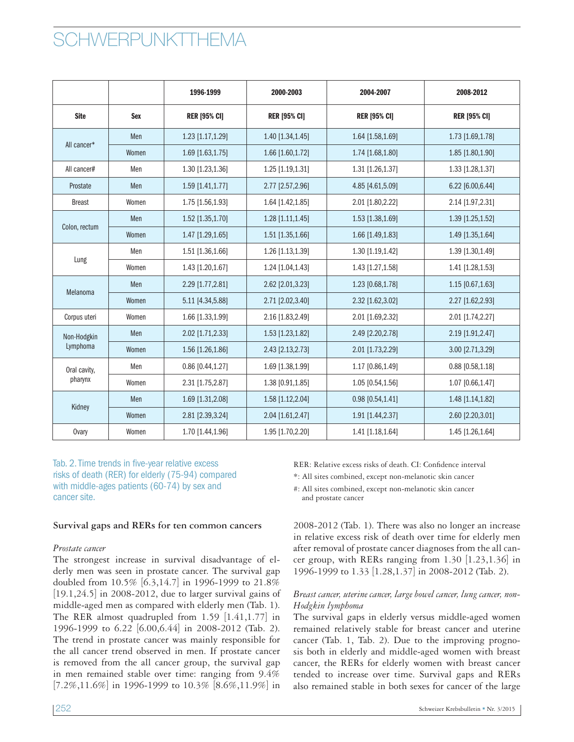| | | 1996-1999 | 2000-2003 | 2004-2007 | 2008-2012 |
|---|---|---|---|---|---|
| Site | Sex | RER [95% CI] | RER [95% CI] | RER [95% CI] | RER [95% CI] |
| All cancer* | Men | 1.23 [1.17,1.29] | 1.40 [1.34,1.45] | 1.64 [1.58,1.69] | 1.73 [1.69,1.78] |
| | Women | 1.69 [1.63,1.75] | 1.66 [1.60,1.72] | 1.74 [1.68,1.80] | 1.85 [1.80,1.90] |
| All cancer# | Men | 1.30 [1.23,1.36] | 1.25 [1.19,1.31] | 1.31 [1.26,1.37] | 1.33 [1.28,1.37] |
| Prostate | Men | 1.59 [1.41,1.77] | 2.77 [2.57,2.96] | 4.85 [4.61,5.09] | 6.22 [6.00,6.44] |
| Breast | Women | 1.75 [1.56,1.93] | 1.64 [1.42,1.85] | 2.01 [1.80,2.22] | 2.14 [1.97,2.31] |
| Colon, rectum | Men | 1.52 [1.35,1.70] | 1.28 [1.11,1.45] | 1.53 [1.38,1.69] | 1.39 [1.25,1.52] |
| | Women | 1.47 [1.29,1.65] | 1.51 [1.35,1.66] | 1.66 [1.49,1.83] | 1.49 [1.35,1.64] |
| Lung | Men | 1.51 [1.36,1.66] | 1.26 [1.13,1.39] | 1.30 [1.19,1.42] | 1.39 [1.30,1.49] |
| | Women | 1.43 [1.20,1.67] | 1.24 [1.04,1.43] | 1.43 [1.27,1.58] | 1.41 [1.28,1.53] |
| Melanoma | Men | 2.29 [1.77,2.81] | 2.62 [2.01,3.23] | 1.23 [0.68,1.78] | 1.15 [0.67,1.63] |
| | Women | 5.11 [4.34,5.88] | 2.71 [2.02,3.40] | 2.32 [1.62,3.02] | 2.27 [1.62,2.93] |
| Corpus uteri | Women | 1.66 [1.33,1.99] | 2.16 [1.83,2.49] | 2.01 [1.69,2.32] | 2.01 [1.74,2.27] |
| Non-Hodgkin Lymphoma | Men | 2.02 [1.71,2.33] | 1.53 [1.23,1.82] | 2.49 [2.20,2.78] | 2.19 [1.91,2.47] |
| | Women | 1.56 [1.26,1.86] | 2.43 [2.13,2.73] | 2.01 [1.73,2.29] | 3.00 [2.71,3.29] |
| Oral cavity, pharynx | Men | 0.86 [0.44,1.27] | 1.69 [1.38,1.99] | 1.17 [0.86,1.49] | 0.88 [0.58,1.18] |
| | Women | 2.31 [1.75,2.87] | 1.38 [0.91,1.85] | 1.05 [0.54,1.56] | 1.07 [0.66,1.47] |
| Kidney | Men | 1.69 [1.31,2.08] | 1.58 [1.12,2.04] | 0.98 [0.54,1.41] | 1.48 [1.14,1.82] |
| | Women | 2.81 [2.39,3.24] | 2.04 [1.61,2.47] | 1.91 [1.44,2.37] | 2.60 [2.20,3.01] |
| Ovary | Women | 1.70 [1.44,1.96] | 1.95 [1.70,2.20] | 1.41 [1.18,1.64] | 1.45 [1.26,1.64] |

Tab. 2. Time trends in five-year relative excess risks of death (RER) for elderly (75-94) compared with middle-ages patients (60-74) by sex and cancer site.

RER: Relative excess risks of death. CI: Confidence interval

*: All sites combined, except non-melanotic skin cancer

#: All sites combined, except non-melanotic skin cancer and prostate cancer

### Survival gaps and RERs for ten common cancers

*Prostate cancer*

The strongest increase in survival disadvantage of elderly men was seen in prostate cancer. The survival gap doubled from 10.5% [6.3,14.7] in 1996-1999 to 21.8% [19.1,24.5] in 2008-2012, due to larger survival gains of middle-aged men as compared with elderly men (Tab. 1). The RER almost quadrupled from 1.59 [1.41,1.77] in 1996-1999 to 6.22 [6.00,6.44] in 2008-2012 (Tab. 2). The trend in prostate cancer was mainly responsible for the all cancer trend observed in men. If prostate cancer is removed from the all cancer group, the survival gap in men remained stable over time: ranging from 9.4% [7.2%,11.6%] in 1996-1999 to 10.3% [8.6%,11.9%] in 2008-2012 (Tab. 1). There was also no longer an increase in relative excess risk of death over time for elderly men after removal of prostate cancer diagnoses from the all cancer group, with RERs ranging from 1.30 [1.23,1.36] in 1996-1999 to 1.33 [1.28,1.37] in 2008-2012 (Tab. 2).

*Breast cancer, uterine cancer, large bowel cancer, lung cancer, non-Hodgkin lymphoma*

The survival gaps in elderly versus middle-aged women remained relatively stable for breast cancer and uterine cancer (Tab. 1, Tab. 2). Due to the improving prognosis both in elderly and middle-aged women with breast cancer, the RERs for elderly women with breast cancer tended to increase over time. Survival gaps and RERs also remained stable in both sexes for cancer of the large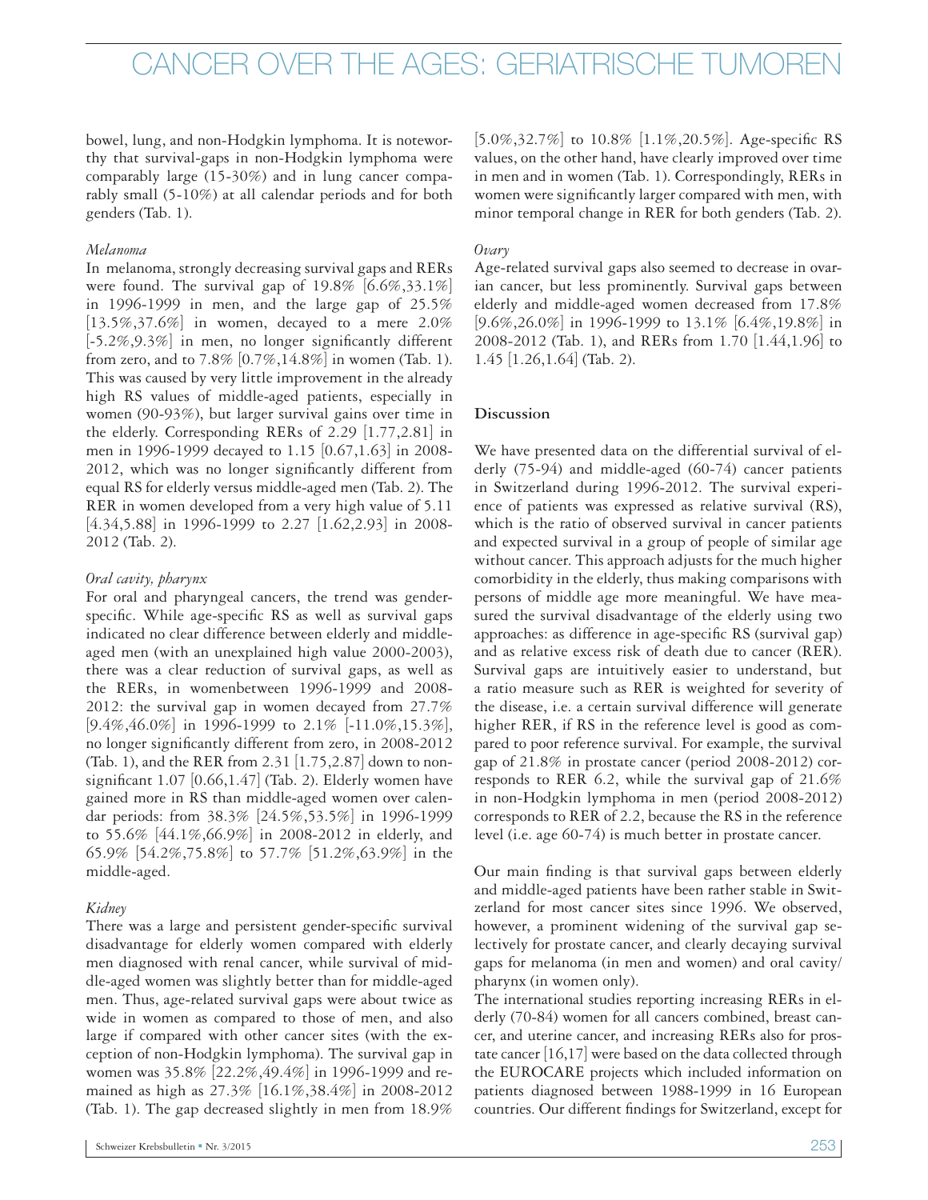bowel, lung, and non-Hodgkin lymphoma. It is noteworthy that survival-gaps in non-Hodgkin lymphoma were comparably large (15-30%) and in lung cancer comparably small (5-10%) at all calendar periods and for both genders (Tab. 1).

*Melanoma*

In melanoma, strongly decreasing survival gaps and RERs were found. The survival gap of 19.8% [6.6%,33.1%] in 1996-1999 in men, and the large gap of 25.5% [13.5%,37.6%] in women, decayed to a mere 2.0% [-5.2%,9.3%] in men, no longer significantly different from zero, and to 7.8% [0.7%,14.8%] in women (Tab. 1). This was caused by very little improvement in the already high RS values of middle-aged patients, especially in women (90-93%), but larger survival gains over time in the elderly. Corresponding RERs of 2.29 [1.77,2.81] in men in 1996-1999 decayed to 1.15 [0.67,1.63] in 2008-2012, which was no longer significantly different from equal RS for elderly versus middle-aged men (Tab. 2). The RER in women developed from a very high value of 5.11 [4.34,5.88] in 1996-1999 to 2.27 [1.62,2.93] in 2008-2012 (Tab. 2).

*Oral cavity, pharynx*

For oral and pharyngeal cancers, the trend was gender-specific. While age-specific RS as well as survival gaps indicated no clear difference between elderly and middle-aged men (with an unexplained high value 2000-2003), there was a clear reduction of survival gaps, as well as the RERs, in womenbetween 1996-1999 and 2008-2012: the survival gap in women decayed from 27.7% [9.4%,46.0%] in 1996-1999 to 2.1% [-11.0%,15.3%], no longer significantly different from zero, in 2008-2012 (Tab. 1), and the RER from 2.31 [1.75,2.87] down to non-significant 1.07 [0.66,1.47] (Tab. 2). Elderly women have gained more in RS than middle-aged women over calendar periods: from 38.3% [24.5%,53.5%] in 1996-1999 to 55.6% [44.1%,66.9%] in 2008-2012 in elderly, and 65.9% [54.2%,75.8%] to 57.7% [51.2%,63.9%] in the middle-aged.

*Kidney*

There was a large and persistent gender-specific survival disadvantage for elderly women compared with elderly men diagnosed with renal cancer, while survival of middle-aged women was slightly better than for middle-aged men. Thus, age-related survival gaps were about twice as wide in women as compared to those of men, and also large if compared with other cancer sites (with the exception of non-Hodgkin lymphoma). The survival gap in women was 35.8% [22.2%,49.4%] in 1996-1999 and remained as high as 27.3% [16.1%,38.4%] in 2008-2012 (Tab. 1). The gap decreased slightly in men from 18.9% [5.0%,32.7%] to 10.8% [1.1%,20.5%]. Age-specific RS values, on the other hand, have clearly improved over time in men and in women (Tab. 1). Correspondingly, RERs in women were significantly larger compared with men, with minor temporal change in RER for both genders (Tab. 2).

*Ovary*

Age-related survival gaps also seemed to decrease in ovarian cancer, but less prominently. Survival gaps between elderly and middle-aged women decreased from 17.8% [9.6%,26.0%] in 1996-1999 to 13.1% [6.4%,19.8%] in 2008-2012 (Tab. 1), and RERs from 1.70 [1.44,1.96] to 1.45 [1.26,1.64] (Tab. 2).

## Discussion

We have presented data on the differential survival of elderly (75-94) and middle-aged (60-74) cancer patients in Switzerland during 1996-2012. The survival experience of patients was expressed as relative survival (RS), which is the ratio of observed survival in cancer patients and expected survival in a group of people of similar age without cancer. This approach adjusts for the much higher comorbidity in the elderly, thus making comparisons with persons of middle age more meaningful. We have measured the survival disadvantage of the elderly using two approaches: as difference in age-specific RS (survival gap) and as relative excess risk of death due to cancer (RER). Survival gaps are intuitively easier to understand, but a ratio measure such as RER is weighted for severity of the disease, i.e. a certain survival difference will generate higher RER, if RS in the reference level is good as compared to poor reference survival. For example, the survival gap of 21.8% in prostate cancer (period 2008-2012) corresponds to RER 6.2, while the survival gap of 21.6% in non-Hodgkin lymphoma in men (period 2008-2012) corresponds to RER of 2.2, because the RS in the reference level (i.e. age 60-74) is much better in prostate cancer.

Our main finding is that survival gaps between elderly and middle-aged patients have been rather stable in Switzerland for most cancer sites since 1996. We observed, however, a prominent widening of the survival gap selectively for prostate cancer, and clearly decaying survival gaps for melanoma (in men and women) and oral cavity/pharynx (in women only).

The international studies reporting increasing RERs in elderly (70-84) women for all cancers combined, breast cancer, and uterine cancer, and increasing RERs also for prostate cancer [16,17] were based on the data collected through the EUROCARE projects which included information on patients diagnosed between 1988-1999 in 16 European countries. Our different findings for Switzerland, except for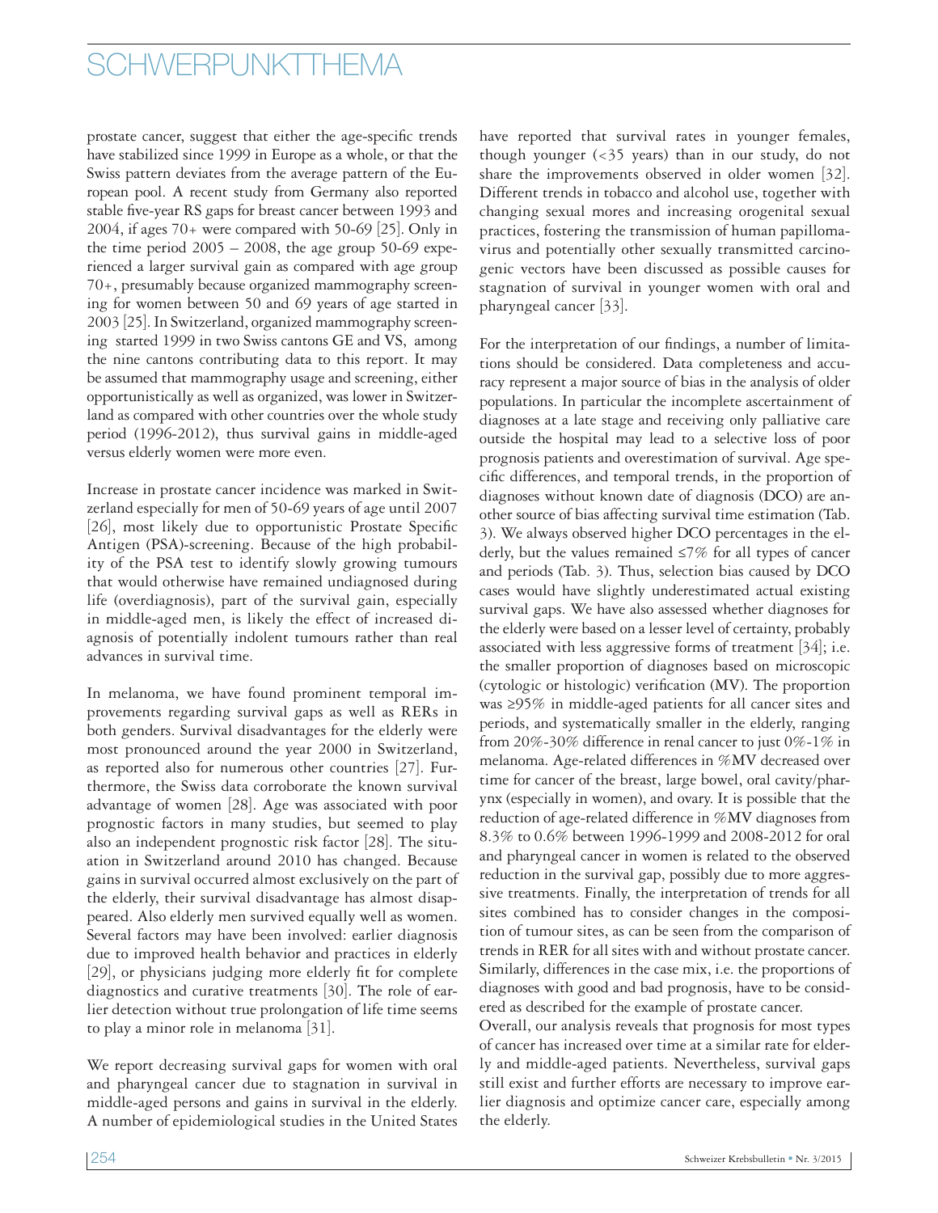prostate cancer, suggest that either the age-specific trends have stabilized since 1999 in Europe as a whole, or that the Swiss pattern deviates from the average pattern of the European pool. A recent study from Germany also reported stable five-year RS gaps for breast cancer between 1993 and 2004, if ages 70+ were compared with 50-69 [25]. Only in the time period 2005 – 2008, the age group 50-69 experienced a larger survival gain as compared with age group 70+, presumably because organized mammography screening for women between 50 and 69 years of age started in 2003 [25]. In Switzerland, organized mammography screening started 1999 in two Swiss cantons GE and VS, among the nine cantons contributing data to this report. It may be assumed that mammography usage and screening, either opportunistically as well as organized, was lower in Switzerland as compared with other countries over the whole study period (1996-2012), thus survival gains in middle-aged versus elderly women were more even.

Increase in prostate cancer incidence was marked in Switzerland especially for men of 50-69 years of age until 2007 [26], most likely due to opportunistic Prostate Specific Antigen (PSA)-screening. Because of the high probability of the PSA test to identify slowly growing tumours that would otherwise have remained undiagnosed during life (overdiagnosis), part of the survival gain, especially in middle-aged men, is likely the effect of increased diagnosis of potentially indolent tumours rather than real advances in survival time.

In melanoma, we have found prominent temporal improvements regarding survival gaps as well as RERs in both genders. Survival disadvantages for the elderly were most pronounced around the year 2000 in Switzerland, as reported also for numerous other countries [27]. Furthermore, the Swiss data corroborate the known survival advantage of women [28]. Age was associated with poor prognostic factors in many studies, but seemed to play also an independent prognostic risk factor [28]. The situation in Switzerland around 2010 has changed. Because gains in survival occurred almost exclusively on the part of the elderly, their survival disadvantage has almost disappeared. Also elderly men survived equally well as women. Several factors may have been involved: earlier diagnosis due to improved health behavior and practices in elderly [29], or physicians judging more elderly fit for complete diagnostics and curative treatments [30]. The role of earlier detection without true prolongation of life time seems to play a minor role in melanoma [31].

We report decreasing survival gaps for women with oral and pharyngeal cancer due to stagnation in survival in middle-aged persons and gains in survival in the elderly. A number of epidemiological studies in the United States have reported that survival rates in younger females, though younger (<35 years) than in our study, do not share the improvements observed in older women [32]. Different trends in tobacco and alcohol use, together with changing sexual mores and increasing orogenital sexual practices, fostering the transmission of human papillomavirus and potentially other sexually transmitted carcinogenic vectors have been discussed as possible causes for stagnation of survival in younger women with oral and pharyngeal cancer [33].

For the interpretation of our findings, a number of limitations should be considered. Data completeness and accuracy represent a major source of bias in the analysis of older populations. In particular the incomplete ascertainment of diagnoses at a late stage and receiving only palliative care outside the hospital may lead to a selective loss of poor prognosis patients and overestimation of survival. Age specific differences, and temporal trends, in the proportion of diagnoses without known date of diagnosis (DCO) are another source of bias affecting survival time estimation (Tab. 3). We always observed higher DCO percentages in the elderly, but the values remained ≤7% for all types of cancer and periods (Tab. 3). Thus, selection bias caused by DCO cases would have slightly underestimated actual existing survival gaps. We have also assessed whether diagnoses for the elderly were based on a lesser level of certainty, probably associated with less aggressive forms of treatment [34]; i.e. the smaller proportion of diagnoses based on microscopic (cytologic or histologic) verification (MV). The proportion was ≥95% in middle-aged patients for all cancer sites and periods, and systematically smaller in the elderly, ranging from 20%-30% difference in renal cancer to just 0%-1% in melanoma. Age-related differences in %MV decreased over time for cancer of the breast, large bowel, oral cavity/pharynx (especially in women), and ovary. It is possible that the reduction of age-related difference in %MV diagnoses from 8.3% to 0.6% between 1996-1999 and 2008-2012 for oral and pharyngeal cancer in women is related to the observed reduction in the survival gap, possibly due to more aggressive treatments. Finally, the interpretation of trends for all sites combined has to consider changes in the composition of tumour sites, as can be seen from the comparison of trends in RER for all sites with and without prostate cancer. Similarly, differences in the case mix, i.e. the proportions of diagnoses with good and bad prognosis, have to be considered as described for the example of prostate cancer.

Overall, our analysis reveals that prognosis for most types of cancer has increased over time at a similar rate for elderly and middle-aged patients. Nevertheless, survival gaps still exist and further efforts are necessary to improve earlier diagnosis and optimize cancer care, especially among the elderly.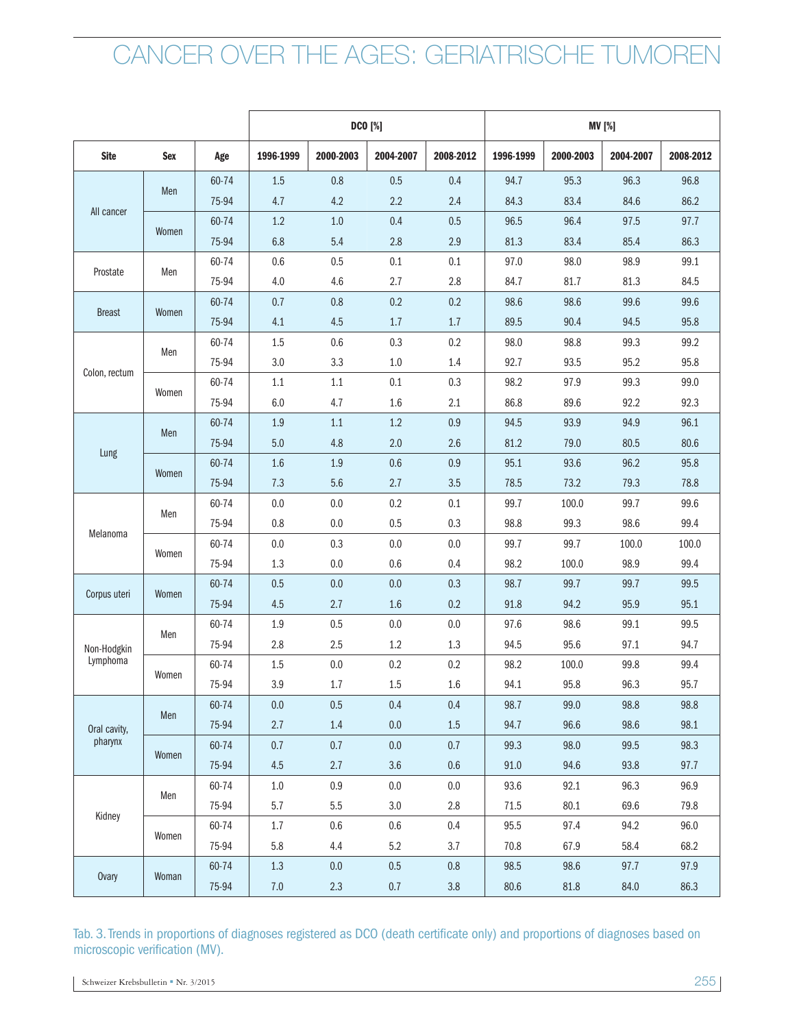| Site | Sex | Age | DCO [%] | | | | MV [%] | | | |
|---|---|---|---|---|---|---|---|---|---|---|
| | | | 1996-1999 | 2000-2003 | 2004-2007 | 2008-2012 | 1996-1999 | 2000-2003 | 2004-2007 | 2008-2012 |
| All cancer | Men | 60-74 | 1.5 | 0.8 | 0.5 | 0.4 | 94.7 | 95.3 | 96.3 | 96.8 |
| | | 75-94 | 4.7 | 4.2 | 2.2 | 2.4 | 84.3 | 83.4 | 84.6 | 86.2 |
| | Women | 60-74 | 1.2 | 1.0 | 0.4 | 0.5 | 96.5 | 96.4 | 97.5 | 97.7 |
| | | 75-94 | 6.8 | 5.4 | 2.8 | 2.9 | 81.3 | 83.4 | 85.4 | 86.3 |
| Prostate | Men | 60-74 | 0.6 | 0.5 | 0.1 | 0.1 | 97.0 | 98.0 | 98.9 | 99.1 |
| | | 75-94 | 4.0 | 4.6 | 2.7 | 2.8 | 84.7 | 81.7 | 81.3 | 84.5 |
| Breast | Women | 60-74 | 0.7 | 0.8 | 0.2 | 0.2 | 98.6 | 98.6 | 99.6 | 99.6 |
| | | 75-94 | 4.1 | 4.5 | 1.7 | 1.7 | 89.5 | 90.4 | 94.5 | 95.8 |
| Colon, rectum | Men | 60-74 | 1.5 | 0.6 | 0.3 | 0.2 | 98.0 | 98.8 | 99.3 | 99.2 |
| | | 75-94 | 3.0 | 3.3 | 1.0 | 1.4 | 92.7 | 93.5 | 95.2 | 95.8 |
| | Women | 60-74 | 1.1 | 1.1 | 0.1 | 0.3 | 98.2 | 97.9 | 99.3 | 99.0 |
| | | 75-94 | 6.0 | 4.7 | 1.6 | 2.1 | 86.8 | 89.6 | 92.2 | 92.3 |
| Lung | Men | 60-74 | 1.9 | 1.1 | 1.2 | 0.9 | 94.5 | 93.9 | 94.9 | 96.1 |
| | | 75-94 | 5.0 | 4.8 | 2.0 | 2.6 | 81.2 | 79.0 | 80.5 | 80.6 |
| | Women | 60-74 | 1.6 | 1.9 | 0.6 | 0.9 | 95.1 | 93.6 | 96.2 | 95.8 |
| | | 75-94 | 7.3 | 5.6 | 2.7 | 3.5 | 78.5 | 73.2 | 79.3 | 78.8 |
| Melanoma | Men | 60-74 | 0.0 | 0.0 | 0.2 | 0.1 | 99.7 | 100.0 | 99.7 | 99.6 |
| | | 75-94 | 0.8 | 0.0 | 0.5 | 0.3 | 98.8 | 99.3 | 98.6 | 99.4 |
| | Women | 60-74 | 0.0 | 0.3 | 0.0 | 0.0 | 99.7 | 99.7 | 100.0 | 100.0 |
| | | 75-94 | 1.3 | 0.0 | 0.6 | 0.4 | 98.2 | 100.0 | 98.9 | 99.4 |
| Corpus uteri | Women | 60-74 | 0.5 | 0.0 | 0.0 | 0.3 | 98.7 | 99.7 | 99.7 | 99.5 |
| | | 75-94 | 4.5 | 2.7 | 1.6 | 0.2 | 91.8 | 94.2 | 95.9 | 95.1 |
| Non-Hodgkin Lymphoma | Men | 60-74 | 1.9 | 0.5 | 0.0 | 0.0 | 97.6 | 98.6 | 99.1 | 99.5 |
| | | 75-94 | 2.8 | 2.5 | 1.2 | 1.3 | 94.5 | 95.6 | 97.1 | 94.7 |
| | Women | 60-74 | 1.5 | 0.0 | 0.2 | 0.2 | 98.2 | 100.0 | 99.8 | 99.4 |
| | | 75-94 | 3.9 | 1.7 | 1.5 | 1.6 | 94.1 | 95.8 | 96.3 | 95.7 |
| Oral cavity, pharynx | Men | 60-74 | 0.0 | 0.5 | 0.4 | 0.4 | 98.7 | 99.0 | 98.8 | 98.8 |
| | | 75-94 | 2.7 | 1.4 | 0.0 | 1.5 | 94.7 | 96.6 | 98.6 | 98.1 |
| | Women | 60-74 | 0.7 | 0.7 | 0.0 | 0.7 | 99.3 | 98.0 | 99.5 | 98.3 |
| | | 75-94 | 4.5 | 2.7 | 3.6 | 0.6 | 91.0 | 94.6 | 93.8 | 97.7 |
| Kidney | Men | 60-74 | 1.0 | 0.9 | 0.0 | 0.0 | 93.6 | 92.1 | 96.3 | 96.9 |
| | | 75-94 | 5.7 | 5.5 | 3.0 | 2.8 | 71.5 | 80.1 | 69.6 | 79.8 |
| | Women | 60-74 | 1.7 | 0.6 | 0.6 | 0.4 | 95.5 | 97.4 | 94.2 | 96.0 |
| | | 75-94 | 5.8 | 4.4 | 5.2 | 3.7 | 70.8 | 67.9 | 58.4 | 68.2 |
| Ovary | Woman | 60-74 | 1.3 | 0.0 | 0.5 | 0.8 | 98.5 | 98.6 | 97.7 | 97.9 |
| | | 75-94 | 7.0 | 2.3 | 0.7 | 3.8 | 80.6 | 81.8 | 84.0 | 86.3 |

Tab. 3. Trends in proportions of diagnoses registered as DCO (death certificate only) and proportions of diagnoses based on microscopic verification (MV).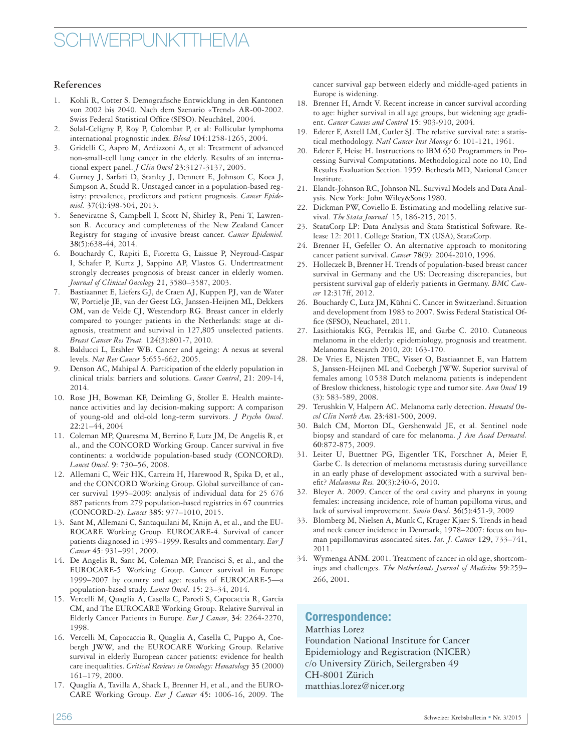## References

1. Kohli R, Cotter S. Demografische Entwicklung in den Kantonen von 2002 bis 2040. Nach dem Szenario «Trend» AR-00-2002. Swiss Federal Statistical Office (SFSO). Neuchâtel, 2004.
2. Solal-Celigny P, Roy P, Colombat P, et al: Follicular lymphoma international prognostic index. *Blood* **104**:1258-1265, 2004.
3. Gridelli C, Aapro M, Ardizzoni A, et al: Treatment of advanced non-small-cell lung cancer in the elderly. Results of an international expert panel. *J Clin Oncol* **23**:3127-3137, 2005.
4. Gurney J, Sarfati D, Stanley J, Dennett E, Johnson C, Koea J, Simpson A, Studd R. Unstaged cancer in a population-based registry: prevalence, predictors and patient prognosis. *Cancer Epidemiol.* **37**(4):498-504, 2013.
5. Seneviratne S, Campbell I, Scott N, Shirley R, Peni T, Lawrenson R. Accuracy and completeness of the New Zealand Cancer Registry for staging of invasive breast cancer. *Cancer Epidemiol.* **38**(5):638-44, 2014.
6. Bouchardy C, Rapiti E, Fioretta G, Laissue P, Neyroud-Caspar I, Schafer P, Kurtz J, Sappino AP, Vlastos G. Undertreatment strongly decreases prognosis of breast cancer in elderly women. *Journal of Clinical Oncology* **21**, 3580–3587, 2003.
7. Bastiaannet E, Liefers GJ, de Craen AJ, Kuppen PJ, van de Water W, Portielje JE, van der Geest LG, Janssen-Heijnen ML, Dekkers OM, van de Velde CJ, Westendorp RG. Breast cancer in elderly compared to younger patients in the Netherlands: stage at diagnosis, treatment and survival in 127,805 unselected patients. *Breast Cancer Res Treat.* **124**(3):801-7, 2010.
8. Balducci L, Ershler WB. Cancer and ageing: A nexus at several levels. *Nat Rev Cancer* **5**:655-662, 2005.
9. Denson AC, Mahipal A. Participation of the elderly population in clinical trials: barriers and solutions. *Cancer Control*, **21**: 209-14, 2014.
10. Rose JH, Bowman KF, Deimling G, Stoller E. Health maintenance activities and lay decision-making support: A comparison of young-old and old-old long-term survivors. *J Psycho Oncol*. **22**:21–44, 2004
11. Coleman MP, Quaresma M, Berrino F, Lutz JM, De Angelis R, et al., and the CONCORD Working Group. Cancer survival in five continents: a worldwide population-based study (CONCORD). *Lancet Oncol.* **9**: 730–56, 2008.
12. Allemani C, Weir HK, Carreira H, Harewood R, Spika D, et al., and the CONCORD Working Group. Global surveillance of cancer survival 1995–2009: analysis of individual data for 25 676 887 patients from 279 population-based registries in 67 countries (CONCORD-2). *Lancet* **385**: 977–1010, 2015.
13. Sant M, Allemani C, Santaquilani M, Knijn A, et al., and the EUROCARE Working Group. EUROCARE-4. Survival of cancer patients diagnosed in 1995–1999. Results and commentary. *Eur J Cancer* **45**: 931–991, 2009.
14. De Angelis R, Sant M, Coleman MP, Francisci S, et al., and the EUROCARE-5 Working Group. Cancer survival in Europe 1999–2007 by country and age: results of EUROCARE-5—a population-based study. *Lancet Oncol*. **15**: 23–34, 2014.
15. Vercelli M, Quaglia A, Casella C, Parodi S, Capocaccia R, Garcia CM, and The EUROCARE Working Group. Relative Survival in Elderly Cancer Patients in Europe. *Eur J Cancer*, **34**: 2264-2270, 1998.
16. Vercelli M, Capocaccia R, Quaglia A, Casella C, Puppo A, Coebergh JWW, and the EUROCARE Working Group. Relative survival in elderly European cancer patients: evidence for health care inequalities. *Critical Reviews in Oncology: Hematology* **35** (2000) 161–179, 2000.
17. Quaglia A, Tavilla A, Shack L, Brenner H, et al., and the EUROCARE Working Group. *Eur J Cancer* **45**: 1006-16, 2009. The cancer survival gap between elderly and middle-aged patients in Europe is widening.
18. Brenner H, Arndt V. Recent increase in cancer survival according to age: higher survival in all age groups, but widening age gradient. *Cancer Causes and Control* **15**: 903-910, 2004.
19. Ederer F, Axtell LM, Cutler SJ. The relative survival rate: a statistical methodology. *Natl Cancer Inst Monogr* **6**: 101-121, 1961.
20. Ederer F, Heise H. Instructions to IBM 650 Programmers in Processing Survival Computations. Methodological note no 10, End Results Evaluation Section. 1959. Bethesda MD, National Cancer Institute.
21. Elandt-Johnson RC, Johnson NL. Survival Models and Data Analysis. New York: John Wiley&Sons 1980.
22. Dickman PW, Coviello E. Estimating and modelling relative survival. *The Stata Journal* 15, 186-215, 2015.
23. StataCorp LP: Data Analysis and Stata Statistical Software. Release 12: 2011. College Station, TX (USA), StataCorp.
24. Brenner H, Gefeller O. An alternative approach to monitoring cancer patient survival. *Cancer* **78**(9): 2004-2010, 1996.
25. Holleczek B, Brenner H. Trends of population-based breast cancer survival in Germany and the US: Decreasing discrepancies, but persistent survival gap of elderly patients in Germany. *BMC Cancer* **12**:317ff, 2012.
26. Bouchardy C, Lutz JM, Kühni C. Cancer in Switzerland. Situation and development from 1983 to 2007. Swiss Federal Statistical Office (SFSO), Neuchatel, 2011.
27. Lasithiotakis KG, Petrakis IE, and Garbe C. 2010. Cutaneous melanoma in the elderly: epidemiology, prognosis and treatment. Melanoma Research 2010, 20: 163-170.
28. De Vries E, Nijsten TEC, Visser O, Bastiaannet E, van Hattem S, Janssen-Heijnen ML and Coebergh JWW. Superior survival of females among 10 538 Dutch melanoma patients is independent of Breslow thickness, histologic type and tumor site. *Ann Oncol* **19** (3): 583-589, 2008.
29. Terushkin V, Halpern AC. Melanoma early detection. *Hematol Oncol Clin North Am.* **23**:481-500, 2009.
30. Balch CM, Morton DL, Gershenwald JE, et al. Sentinel node biopsy and standard of care for melanoma. *J Am Acad Dermatol.* **60**:872-875, 2009.
31. Leiter U, Buettner PG, Eigentler TK, Forschner A, Meier F, Garbe C. Is detection of melanoma metastasis during surveillance in an early phase of development associated with a survival benefit? *Melanoma Res.* **20**(3):240-6, 2010.
32. Bleyer A. 2009. Cancer of the oral cavity and pharynx in young females: increasing incidence, role of human papilloma virus, and lack of survival improvement. *Semin Oncol.* **36**(5):451-9, 2009
33. Blomberg M, Nielsen A, Munk C, Kruger Kjaer S. Trends in head and neck cancer incidence in Denmark, 1978–2007: focus on human papillomavirus associated sites. *Int. J. Cancer* **129**, 733–741, 2011.
34. Wymenga ANM. 2001. Treatment of cancer in old age, shortcomings and challenges. *The Netherlands Journal of Medicine* **59**:259–266, 2001.

## Correspondence:

Matthias Lorez
Foundation National Institute for Cancer Epidemiology and Registration (NICER)
c/o University Zürich, Seilergraben 49
CH-8001 Zürich
matthias.lorez@nicer.org